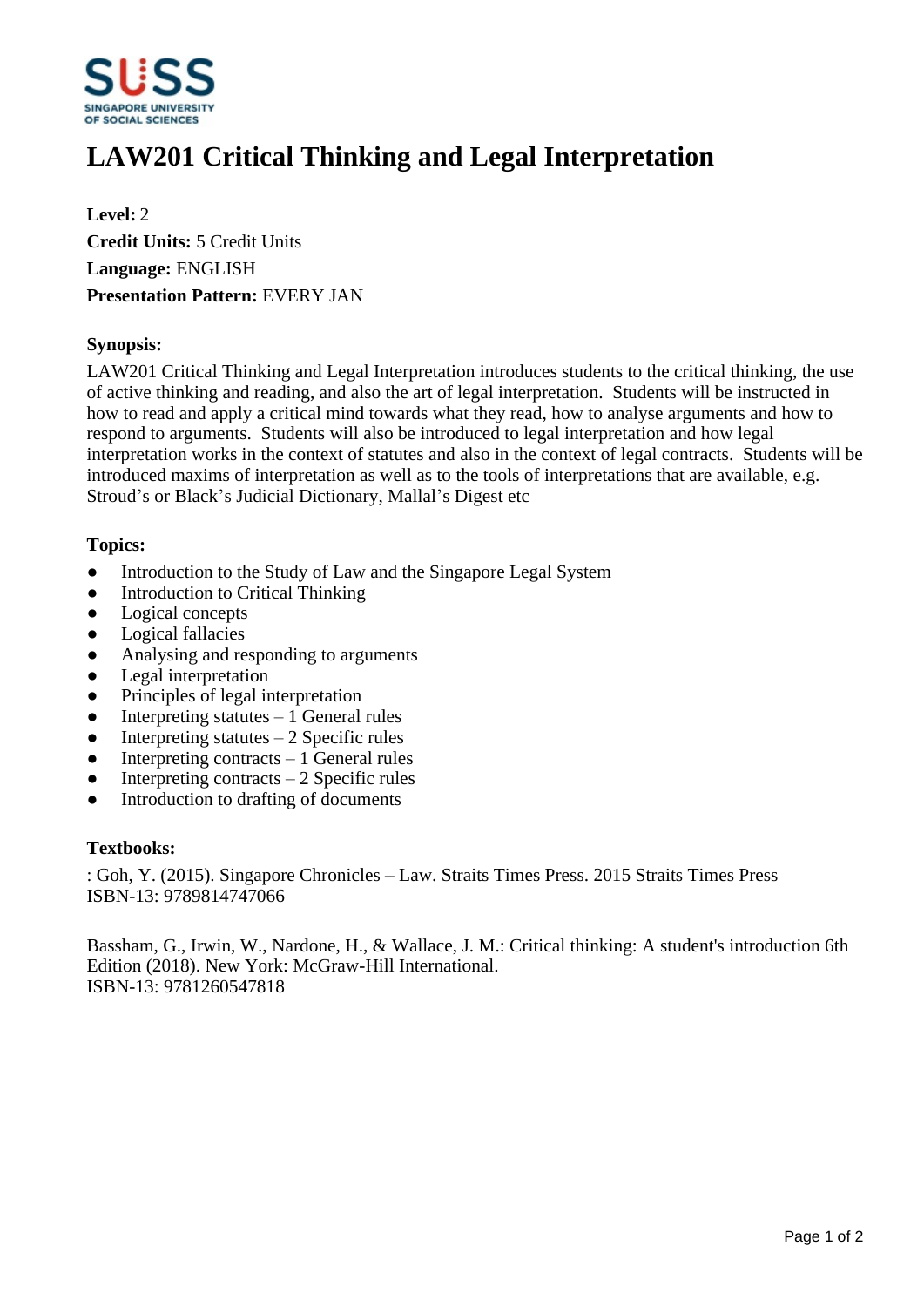# LAW201 Critical Thinking and Legal Interpretation

**Level:** 2
**Credit Units:** 5 Credit Units
**Language:** ENGLISH
**Presentation Pattern:** EVERY JAN

### Synopsis:

LAW201 Critical Thinking and Legal Interpretation introduces students to the critical thinking, the use of active thinking and reading, and also the art of legal interpretation. Students will be instructed in how to read and apply a critical mind towards what they read, how to analyse arguments and how to respond to arguments. Students will also be introduced to legal interpretation and how legal interpretation works in the context of statutes and also in the context of legal contracts. Students will be introduced maxims of interpretation as well as to the tools of interpretations that are available, e.g. Stroud's or Black's Judicial Dictionary, Mallal's Digest etc

### Topics:

- Introduction to the Study of Law and the Singapore Legal System
- Introduction to Critical Thinking
- Logical concepts
- Logical fallacies
- Analysing and responding to arguments
- Legal interpretation
- Principles of legal interpretation
- Interpreting statutes – 1 General rules
- Interpreting statutes – 2 Specific rules
- Interpreting contracts – 1 General rules
- Interpreting contracts – 2 Specific rules
- Introduction to drafting of documents

### Textbooks:

: Goh, Y. (2015). Singapore Chronicles – Law. Straits Times Press. 2015 Straits Times Press
ISBN-13: 9789814747066

Bassham, G., Irwin, W., Nardone, H., & Wallace, J. M.: Critical thinking: A student's introduction 6th Edition (2018). New York: McGraw-Hill International.
ISBN-13: 9781260547818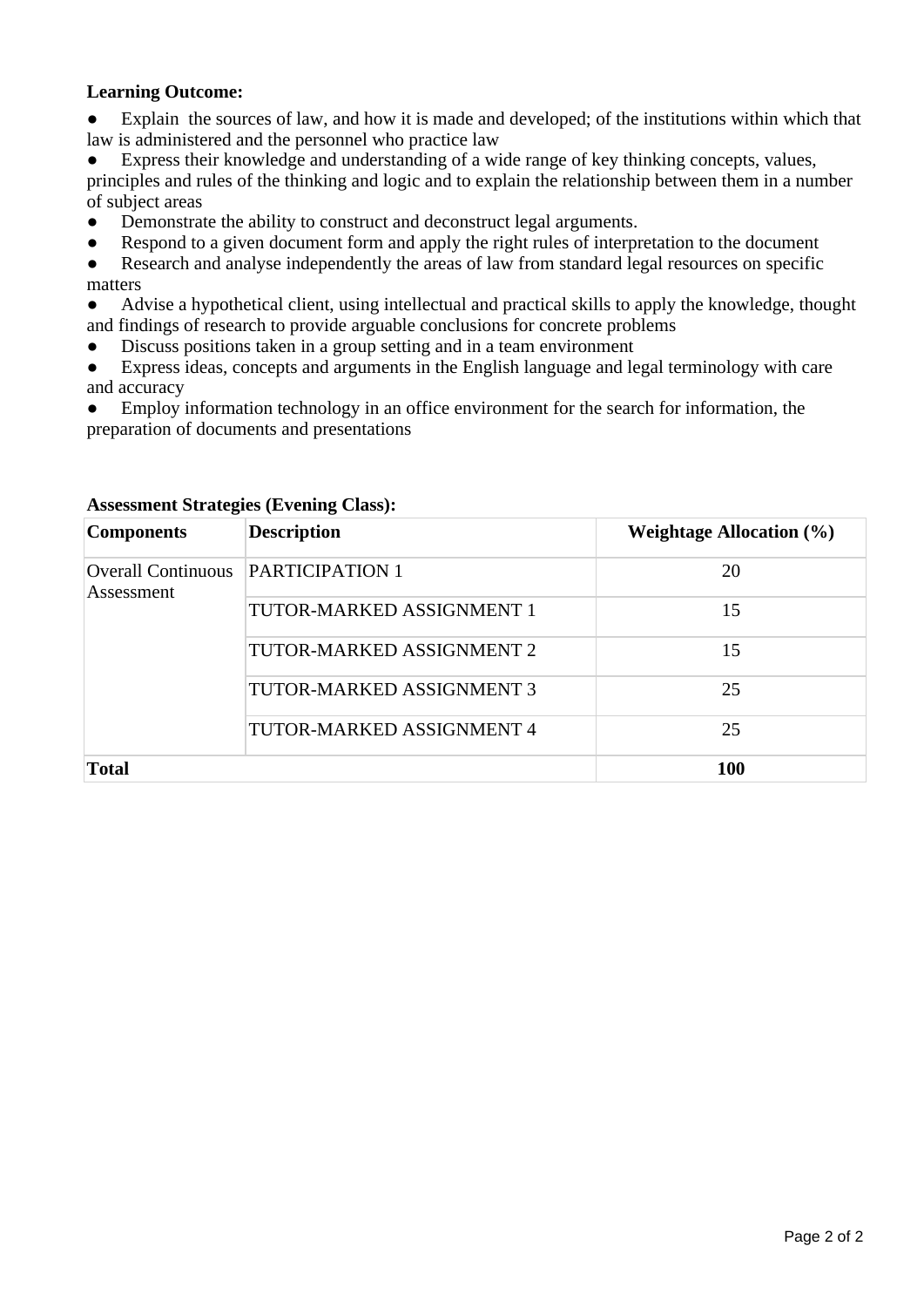**Learning Outcome:**

- Explain  the sources of law, and how it is made and developed; of the institutions within which that law is administered and the personnel who practice law
- Express their knowledge and understanding of a wide range of key thinking concepts, values, principles and rules of the thinking and logic and to explain the relationship between them in a number of subject areas
- Demonstrate the ability to construct and deconstruct legal arguments.
- Respond to a given document form and apply the right rules of interpretation to the document
- Research and analyse independently the areas of law from standard legal resources on specific matters
- Advise a hypothetical client, using intellectual and practical skills to apply the knowledge, thought and findings of research to provide arguable conclusions for concrete problems
- Discuss positions taken in a group setting and in a team environment
- Express ideas, concepts and arguments in the English language and legal terminology with care and accuracy
- Employ information technology in an office environment for the search for information, the preparation of documents and presentations

**Assessment Strategies (Evening Class):**

| **Components** | **Description** | **Weightage Allocation (%)** |
|---|---|---|
| Overall Continuous Assessment | PARTICIPATION 1 | 20 |
| | TUTOR-MARKED ASSIGNMENT 1 | 15 |
| | TUTOR-MARKED ASSIGNMENT 2 | 15 |
| | TUTOR-MARKED ASSIGNMENT 3 | 25 |
| | TUTOR-MARKED ASSIGNMENT 4 | 25 |
| **Total** | | **100** |